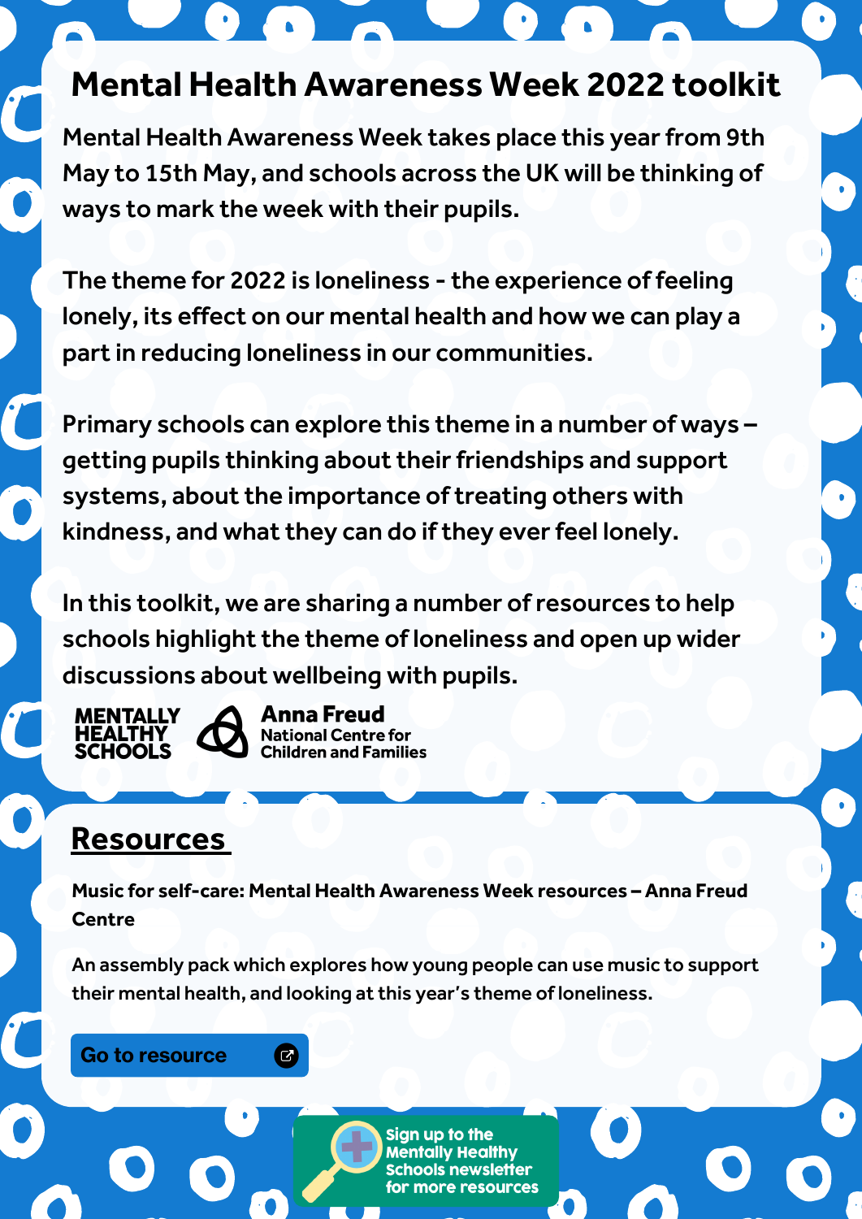# Mental Health Awareness Week 2022 toolkit

Mental Health Awareness Week takes place this year from 9th May to 15th May, and schools across the UK will be thinking of ways to mark the week with their pupils.

The theme for 2022 is loneliness - the experience of feeling lonely, its effect on our mental health and how we can play a part in reducing loneliness in our communities.

Primary schools can explore this theme in a number of ways – getting pupils thinking about their friendships and support systems, about the importance of treating others with kindness, and what they can do if they ever feel lonely.

In this toolkit, we are sharing a number of resources to help schools highlight the theme of loneliness and open up wider discussions about wellbeing with pupils.

MENTALLY HEALTHY SCHOOLS

Anna Freud National Centre for Children and Families

## Resources

**Music for self-care: Mental Health Awareness Week resources – Anna Freud Centre**

An assembly pack which explores how young people can use music to support their mental health, and looking at this year's theme of loneliness.

Go to resource

Sign up to the Mentally Healthy Schools newsletter for more resources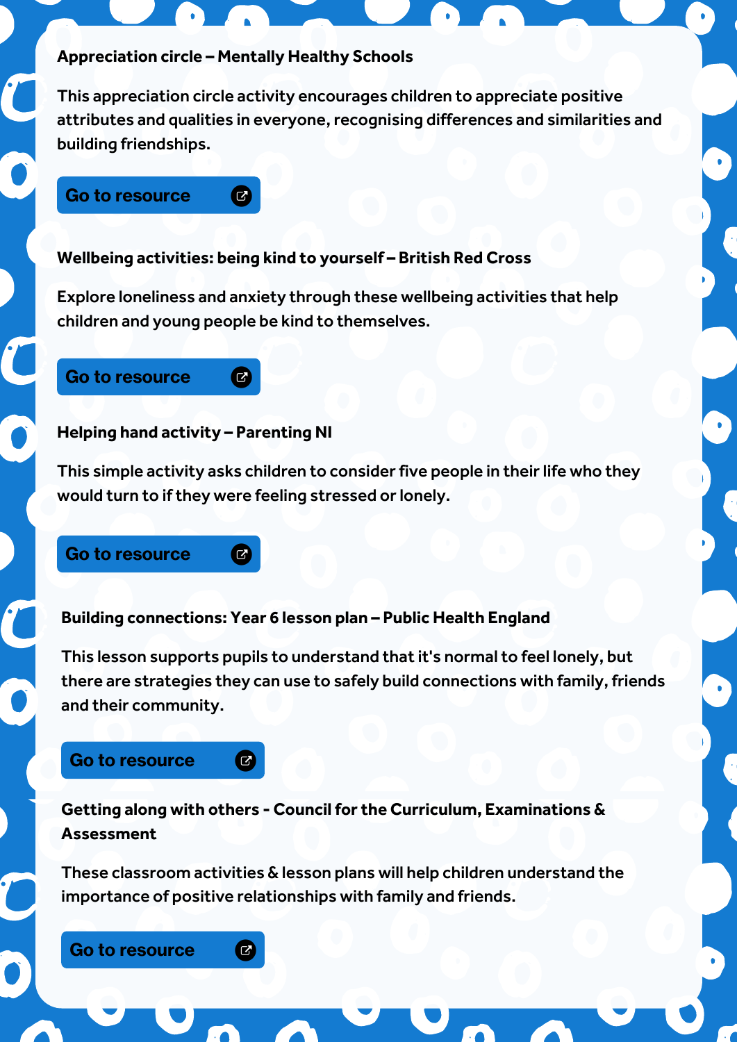**Appreciation circle – Mentally Healthy Schools**

This appreciation circle activity encourages children to appreciate positive attributes and qualities in everyone, recognising differences and similarities and building friendships.

Go to resource

**Wellbeing activities: being kind to yourself – British Red Cross**

Explore loneliness and anxiety through these wellbeing activities that help children and young people be kind to themselves.

Go to resource

**Helping hand activity – Parenting NI**

This simple activity asks children to consider five people in their life who they would turn to if they were feeling stressed or lonely.

Go to resource

**Building connections: Year 6 lesson plan – Public Health England**

This lesson supports pupils to understand that it's normal to feel lonely, but there are strategies they can use to safely build connections with family, friends and their community.

Go to resource

**Getting along with others - Council for the Curriculum, Examinations & Assessment**

These classroom activities & lesson plans will help children understand the importance of positive relationships with family and friends.

Go to resource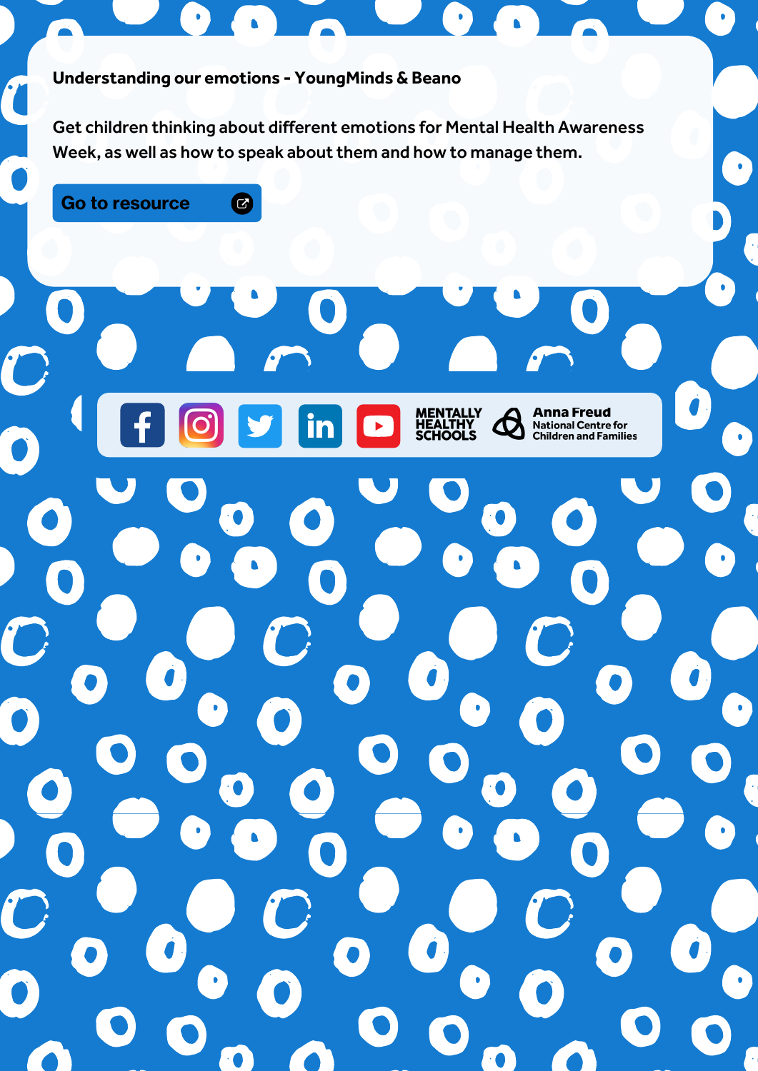**Understanding our emotions - YoungMinds & Beano**

Get children thinking about different emotions for Mental Health Awareness Week, as well as how to speak about them and how to manage them.

Go to resource

MENTALLY HEALTHY SCHOOLS

Anna Freud National Centre for Children and Families